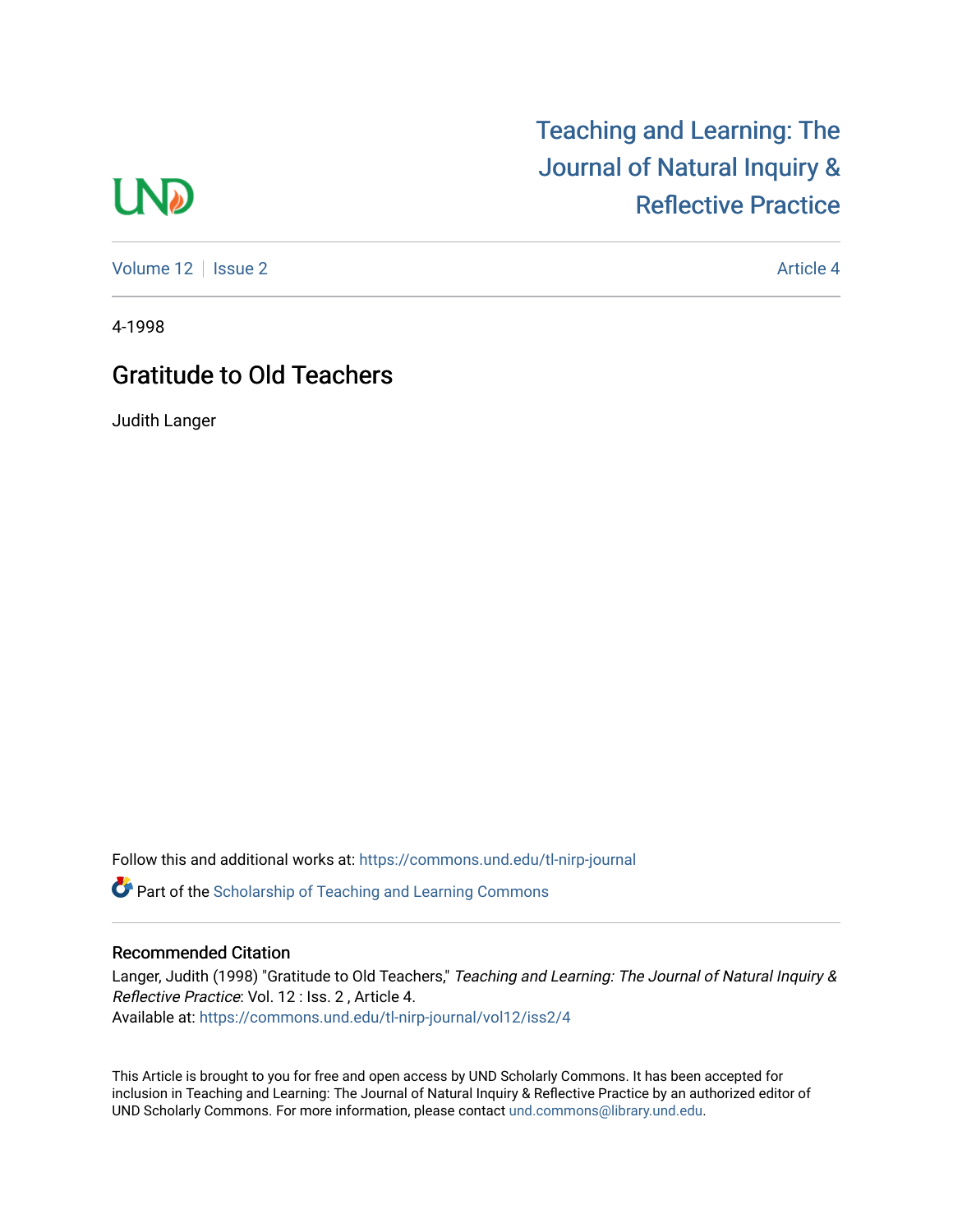Teaching and Learning: The Journal of Natural Inquiry & Reflective Practice

Volume 12 | Issue 2 Article 4

4-1998

# Gratitude to Old Teachers

Judith Langer

Follow this and additional works at: https://commons.und.edu/tl-nirp-journal

Part of the Scholarship of Teaching and Learning Commons

## Recommended Citation

Langer, Judith (1998) "Gratitude to Old Teachers," *Teaching and Learning: The Journal of Natural Inquiry & Reflective Practice*: Vol. 12 : Iss. 2 , Article 4.
Available at: https://commons.und.edu/tl-nirp-journal/vol12/iss2/4

This Article is brought to you for free and open access by UND Scholarly Commons. It has been accepted for inclusion in Teaching and Learning: The Journal of Natural Inquiry & Reflective Practice by an authorized editor of UND Scholarly Commons. For more information, please contact und.commons@library.und.edu.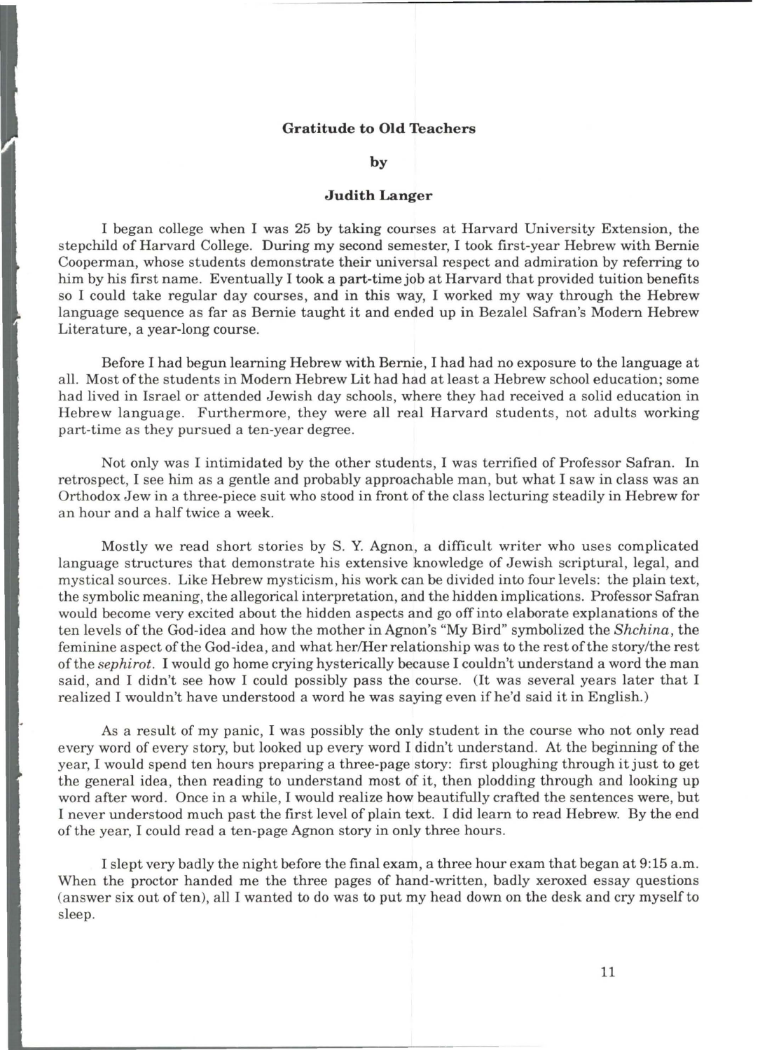**Gratitude to Old Teachers**

**by**

**Judith Langer**

I began college when I was 25 by taking courses at Harvard University Extension, the stepchild of Harvard College. During my second semester, I took first-year Hebrew with Bernie Cooperman, whose students demonstrate their universal respect and admiration by referring to him by his first name. Eventually I took a part-time job at Harvard that provided tuition benefits so I could take regular day courses, and in this way, I worked my way through the Hebrew language sequence as far as Bernie taught it and ended up in Bezalel Safran's Modern Hebrew Literature, a year-long course.

Before I had begun learning Hebrew with Bernie, I had had no exposure to the language at all. Most of the students in Modern Hebrew Lit had had at least a Hebrew school education; some had lived in Israel or attended Jewish day schools, where they had received a solid education in Hebrew language. Furthermore, they were all real Harvard students, not adults working part-time as they pursued a ten-year degree.

Not only was I intimidated by the other students, I was terrified of Professor Safran. In retrospect, I see him as a gentle and probably approachable man, but what I saw in class was an Orthodox Jew in a three-piece suit who stood in front of the class lecturing steadily in Hebrew for an hour and a half twice a week.

Mostly we read short stories by S. Y. Agnon, a difficult writer who uses complicated language structures that demonstrate his extensive knowledge of Jewish scriptural, legal, and mystical sources. Like Hebrew mysticism, his work can be divided into four levels: the plain text, the symbolic meaning, the allegorical interpretation, and the hidden implications. Professor Safran would become very excited about the hidden aspects and go off into elaborate explanations of the ten levels of the God-idea and how the mother in Agnon's "My Bird" symbolized the *Shchina*, the feminine aspect of the God-idea, and what her/Her relationship was to the rest of the story/the rest of the *sephirot*. I would go home crying hysterically because I couldn't understand a word the man said, and I didn't see how I could possibly pass the course. (It was several years later that I realized I wouldn't have understood a word he was saying even if he'd said it in English.)

As a result of my panic, I was possibly the only student in the course who not only read every word of every story, but looked up every word I didn't understand. At the beginning of the year, I would spend ten hours preparing a three-page story: first ploughing through it just to get the general idea, then reading to understand most of it, then plodding through and looking up word after word. Once in a while, I would realize how beautifully crafted the sentences were, but I never understood much past the first level of plain text. I did learn to read Hebrew. By the end of the year, I could read a ten-page Agnon story in only three hours.

I slept very badly the night before the final exam, a three hour exam that began at 9:15 a.m. When the proctor handed me the three pages of hand-written, badly xeroxed essay questions (answer six out of ten), all I wanted to do was to put my head down on the desk and cry myself to sleep.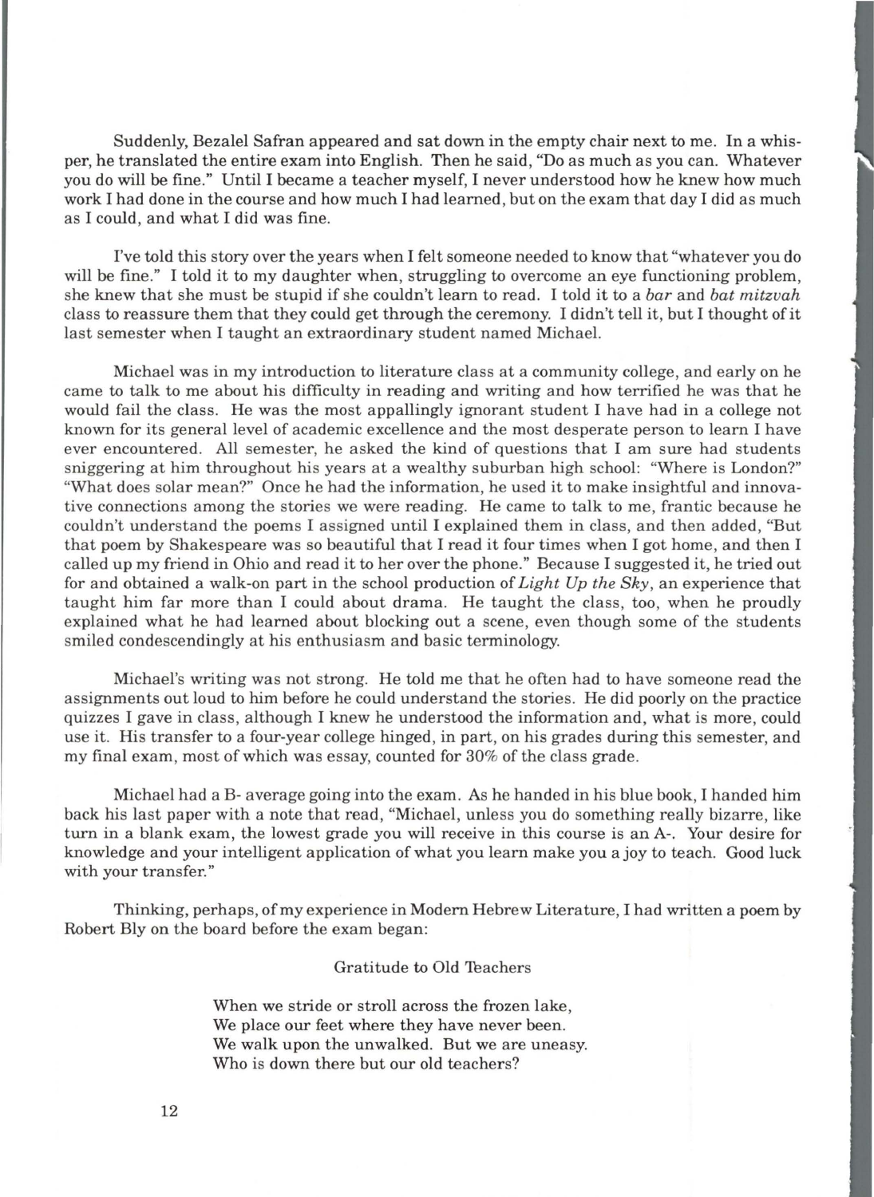Suddenly, Bezalel Safran appeared and sat down in the empty chair next to me. In a whisper, he translated the entire exam into English. Then he said, "Do as much as you can. Whatever you do will be fine." Until I became a teacher myself, I never understood how he knew how much work I had done in the course and how much I had learned, but on the exam that day I did as much as I could, and what I did was fine.

I've told this story over the years when I felt someone needed to know that "whatever you do will be fine." I told it to my daughter when, struggling to overcome an eye functioning problem, she knew that she must be stupid if she couldn't learn to read. I told it to a *bar* and *bat mitzvah* class to reassure them that they could get through the ceremony. I didn't tell it, but I thought of it last semester when I taught an extraordinary student named Michael.

Michael was in my introduction to literature class at a community college, and early on he came to talk to me about his difficulty in reading and writing and how terrified he was that he would fail the class. He was the most appallingly ignorant student I have had in a college not known for its general level of academic excellence and the most desperate person to learn I have ever encountered. All semester, he asked the kind of questions that I am sure had students sniggering at him throughout his years at a wealthy suburban high school: "Where is London?" "What does solar mean?" Once he had the information, he used it to make insightful and innovative connections among the stories we were reading. He came to talk to me, frantic because he couldn't understand the poems I assigned until I explained them in class, and then added, "But that poem by Shakespeare was so beautiful that I read it four times when I got home, and then I called up my friend in Ohio and read it to her over the phone." Because I suggested it, he tried out for and obtained a walk-on part in the school production of *Light Up the Sky*, an experience that taught him far more than I could about drama. He taught the class, too, when he proudly explained what he had learned about blocking out a scene, even though some of the students smiled condescendingly at his enthusiasm and basic terminology.

Michael's writing was not strong. He told me that he often had to have someone read the assignments out loud to him before he could understand the stories. He did poorly on the practice quizzes I gave in class, although I knew he understood the information and, what is more, could use it. His transfer to a four-year college hinged, in part, on his grades during this semester, and my final exam, most of which was essay, counted for 30% of the class grade.

Michael had a B- average going into the exam. As he handed in his blue book, I handed him back his last paper with a note that read, "Michael, unless you do something really bizarre, like turn in a blank exam, the lowest grade you will receive in this course is an A-. Your desire for knowledge and your intelligent application of what you learn make you a joy to teach. Good luck with your transfer."

Thinking, perhaps, of my experience in Modern Hebrew Literature, I had written a poem by Robert Bly on the board before the exam began:

Gratitude to Old Teachers

When we stride or stroll across the frozen lake,
We place our feet where they have never been.
We walk upon the unwalked. But we are uneasy.
Who is down there but our old teachers?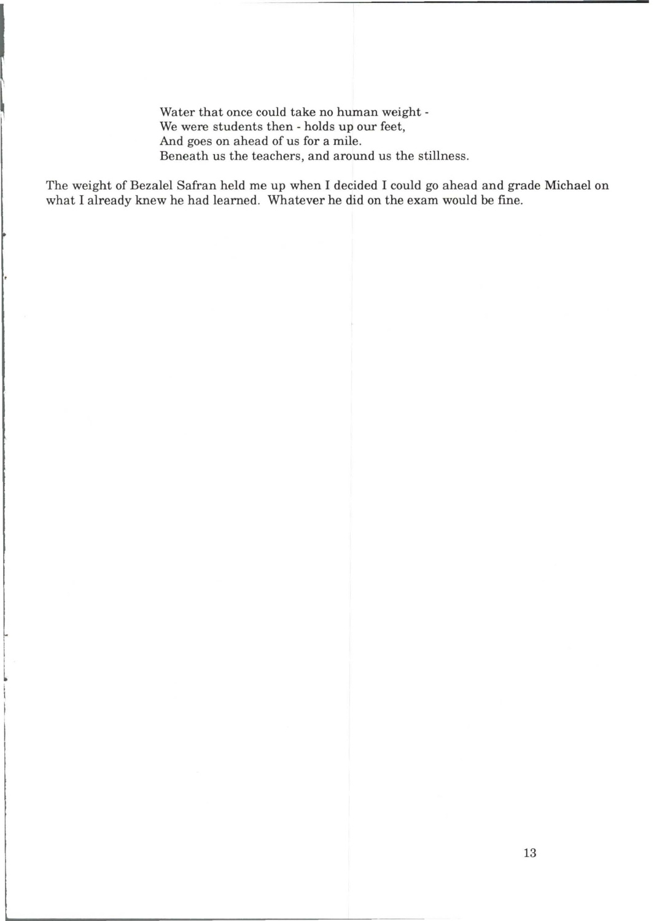Water that once could take no human weight -
We were students then - holds up our feet,
And goes on ahead of us for a mile.
Beneath us the teachers, and around us the stillness.

The weight of Bezalel Safran held me up when I decided I could go ahead and grade Michael on what I already knew he had learned. Whatever he did on the exam would be fine.